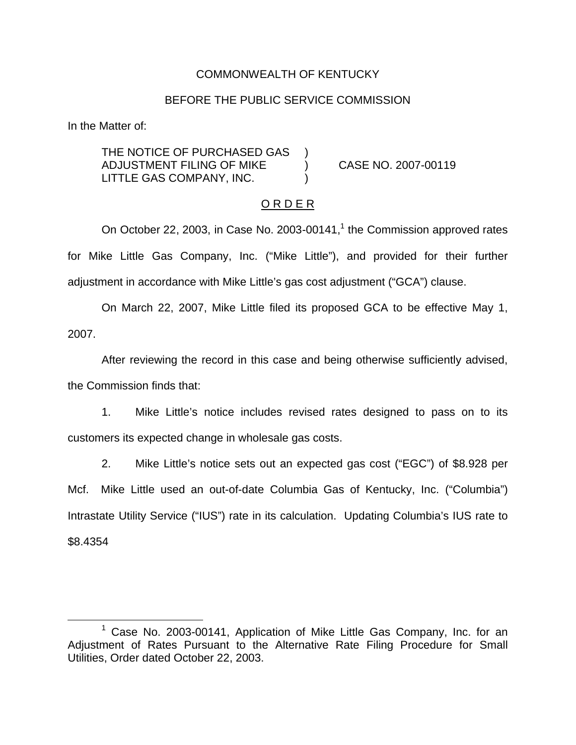COMMONWEALTH OF KENTUCKY

BEFORE THE PUBLIC SERVICE COMMISSION

In the Matter of:

THE NOTICE OF PURCHASED GAS ADJUSTMENT FILING OF MIKE LITTLE GAS COMPANY, INC. ) CASE NO. 2007-00119

## O R D E R

On October 22, 2003, in Case No. 2003-00141,[1] the Commission approved rates for Mike Little Gas Company, Inc. ("Mike Little"), and provided for their further adjustment in accordance with Mike Little's gas cost adjustment ("GCA") clause.

On March 22, 2007, Mike Little filed its proposed GCA to be effective May 1, 2007.

After reviewing the record in this case and being otherwise sufficiently advised, the Commission finds that:

1. Mike Little's notice includes revised rates designed to pass on to its customers its expected change in wholesale gas costs.

2. Mike Little's notice sets out an expected gas cost ("EGC") of $8.928 per Mcf. Mike Little used an out-of-date Columbia Gas of Kentucky, Inc. ("Columbia") Intrastate Utility Service ("IUS") rate in its calculation. Updating Columbia's IUS rate to $8.4354

---

[1] Case No. 2003-00141, Application of Mike Little Gas Company, Inc. for an Adjustment of Rates Pursuant to the Alternative Rate Filing Procedure for Small Utilities, Order dated October 22, 2003.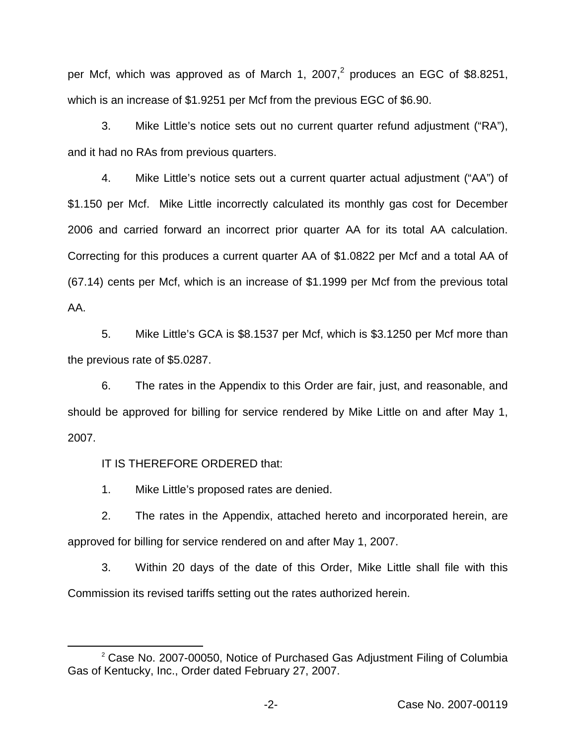per Mcf, which was approved as of March 1, 2007,[2] produces an EGC of $8.8251, which is an increase of $1.9251 per Mcf from the previous EGC of $6.90.

3. Mike Little's notice sets out no current quarter refund adjustment ("RA"), and it had no RAs from previous quarters.

4. Mike Little's notice sets out a current quarter actual adjustment ("AA") of $1.150 per Mcf. Mike Little incorrectly calculated its monthly gas cost for December 2006 and carried forward an incorrect prior quarter AA for its total AA calculation. Correcting for this produces a current quarter AA of $1.0822 per Mcf and a total AA of (67.14) cents per Mcf, which is an increase of $1.1999 per Mcf from the previous total AA.

5. Mike Little's GCA is $8.1537 per Mcf, which is $3.1250 per Mcf more than the previous rate of $5.0287.

6. The rates in the Appendix to this Order are fair, just, and reasonable, and should be approved for billing for service rendered by Mike Little on and after May 1, 2007.

IT IS THEREFORE ORDERED that:

1. Mike Little's proposed rates are denied.

2. The rates in the Appendix, attached hereto and incorporated herein, are approved for billing for service rendered on and after May 1, 2007.

3. Within 20 days of the date of this Order, Mike Little shall file with this Commission its revised tariffs setting out the rates authorized herein.

[2] Case No. 2007-00050, Notice of Purchased Gas Adjustment Filing of Columbia Gas of Kentucky, Inc., Order dated February 27, 2007.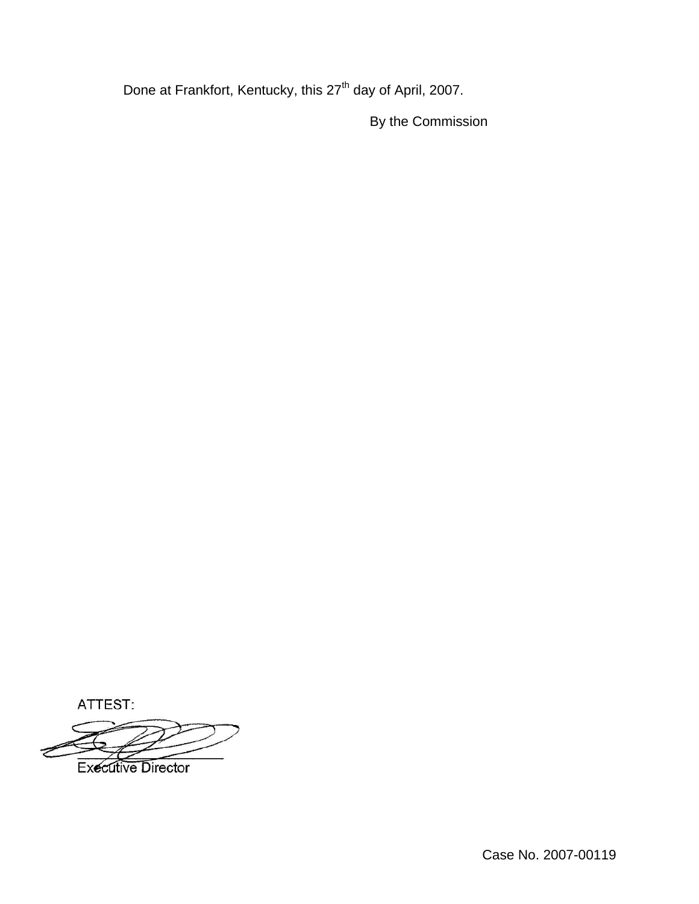Done at Frankfort, Kentucky, this 27th day of April, 2007.

By the Commission

ATTEST:

Executive Director

Case No. 2007-00119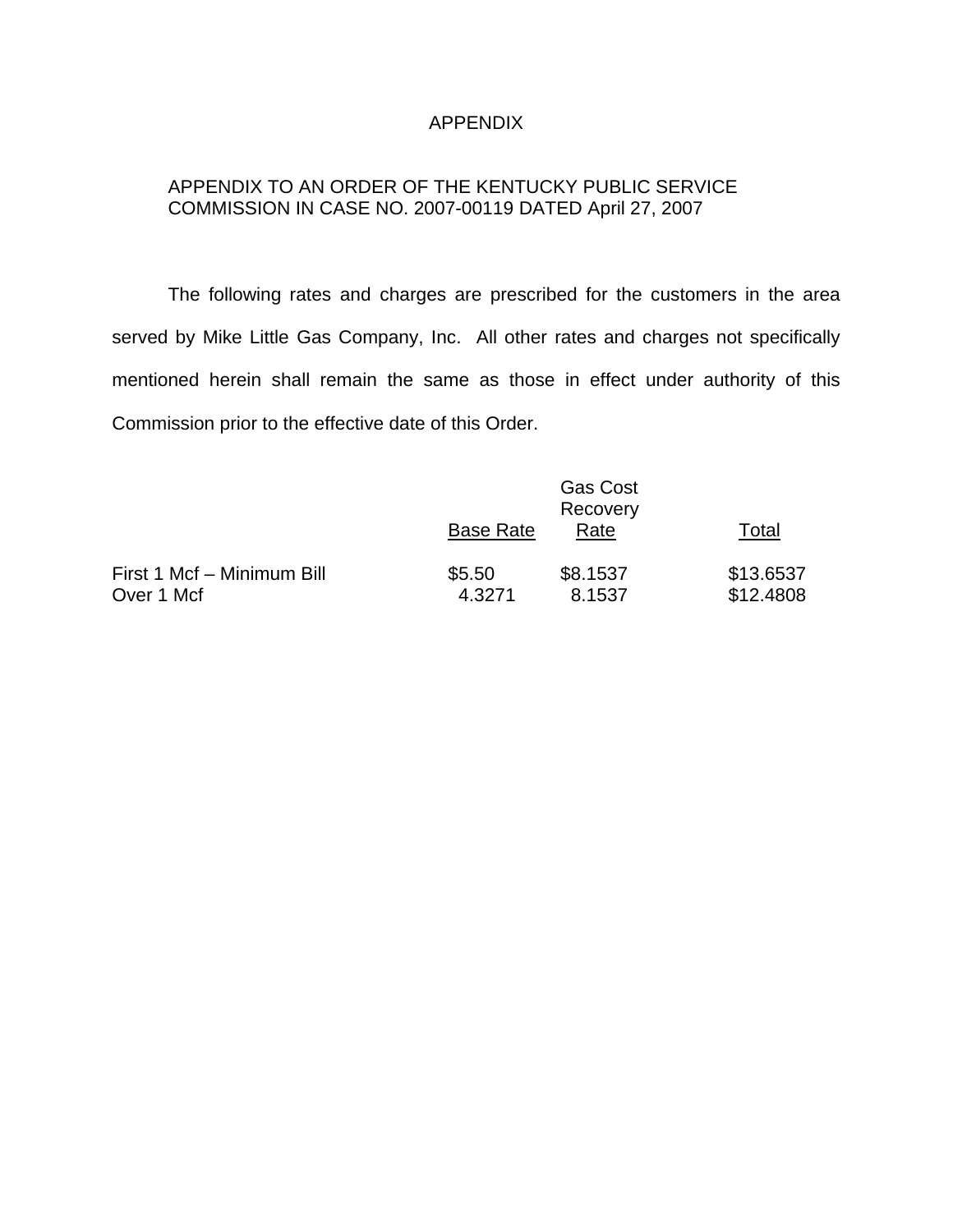# APPENDIX

APPENDIX TO AN ORDER OF THE KENTUCKY PUBLIC SERVICE COMMISSION IN CASE NO. 2007-00119 DATED April 27, 2007

The following rates and charges are prescribed for the customers in the area served by Mike Little Gas Company, Inc. All other rates and charges not specifically mentioned herein shall remain the same as those in effect under authority of this Commission prior to the effective date of this Order.

| | Base Rate | Gas Cost Recovery Rate | Total |
|---|---|---|---|
| First 1 Mcf – Minimum Bill | $5.50 | $8.1537 | $13.6537 |
| Over 1 Mcf | 4.3271 | 8.1537 | $12.4808 |